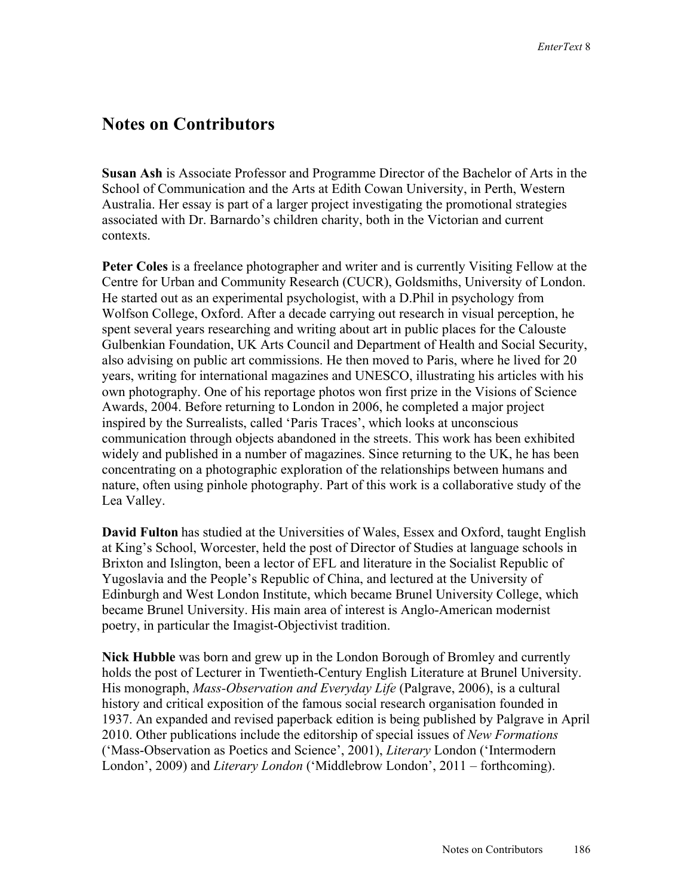# Notes on Contributors

**Susan Ash** is Associate Professor and Programme Director of the Bachelor of Arts in the School of Communication and the Arts at Edith Cowan University, in Perth, Western Australia. Her essay is part of a larger project investigating the promotional strategies associated with Dr. Barnardo's children charity, both in the Victorian and current contexts.

**Peter Coles** is a freelance photographer and writer and is currently Visiting Fellow at the Centre for Urban and Community Research (CUCR), Goldsmiths, University of London. He started out as an experimental psychologist, with a D.Phil in psychology from Wolfson College, Oxford. After a decade carrying out research in visual perception, he spent several years researching and writing about art in public places for the Calouste Gulbenkian Foundation, UK Arts Council and Department of Health and Social Security, also advising on public art commissions. He then moved to Paris, where he lived for 20 years, writing for international magazines and UNESCO, illustrating his articles with his own photography. One of his reportage photos won first prize in the Visions of Science Awards, 2004. Before returning to London in 2006, he completed a major project inspired by the Surrealists, called 'Paris Traces', which looks at unconscious communication through objects abandoned in the streets. This work has been exhibited widely and published in a number of magazines. Since returning to the UK, he has been concentrating on a photographic exploration of the relationships between humans and nature, often using pinhole photography. Part of this work is a collaborative study of the Lea Valley.

**David Fulton** has studied at the Universities of Wales, Essex and Oxford, taught English at King's School, Worcester, held the post of Director of Studies at language schools in Brixton and Islington, been a lector of EFL and literature in the Socialist Republic of Yugoslavia and the People's Republic of China, and lectured at the University of Edinburgh and West London Institute, which became Brunel University College, which became Brunel University. His main area of interest is Anglo-American modernist poetry, in particular the Imagist-Objectivist tradition.

**Nick Hubble** was born and grew up in the London Borough of Bromley and currently holds the post of Lecturer in Twentieth-Century English Literature at Brunel University. His monograph, *Mass-Observation and Everyday Life* (Palgrave, 2006), is a cultural history and critical exposition of the famous social research organisation founded in 1937. An expanded and revised paperback edition is being published by Palgrave in April 2010. Other publications include the editorship of special issues of *New Formations* ('Mass-Observation as Poetics and Science', 2001), *Literary* London ('Intermodern London', 2009) and *Literary London* ('Middlebrow London', 2011 – forthcoming).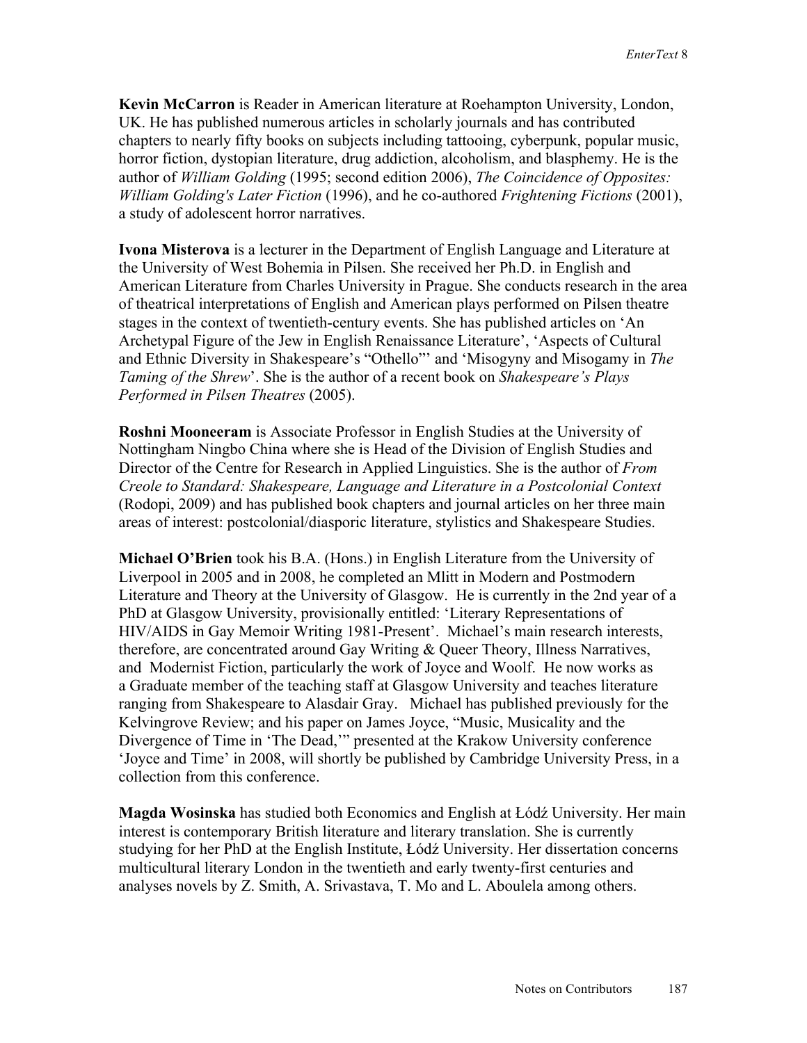**Kevin McCarron** is Reader in American literature at Roehampton University, London, UK. He has published numerous articles in scholarly journals and has contributed chapters to nearly fifty books on subjects including tattooing, cyberpunk, popular music, horror fiction, dystopian literature, drug addiction, alcoholism, and blasphemy. He is the author of *William Golding* (1995; second edition 2006), *The Coincidence of Opposites: William Golding's Later Fiction* (1996), and he co-authored *Frightening Fictions* (2001), a study of adolescent horror narratives.

**Ivona Misterova** is a lecturer in the Department of English Language and Literature at the University of West Bohemia in Pilsen. She received her Ph.D. in English and American Literature from Charles University in Prague. She conducts research in the area of theatrical interpretations of English and American plays performed on Pilsen theatre stages in the context of twentieth-century events. She has published articles on 'An Archetypal Figure of the Jew in English Renaissance Literature', 'Aspects of Cultural and Ethnic Diversity in Shakespeare's "Othello"' and 'Misogyny and Misogamy in *The Taming of the Shrew*'. She is the author of a recent book on *Shakespeare's Plays Performed in Pilsen Theatres* (2005).

**Roshni Mooneeram** is Associate Professor in English Studies at the University of Nottingham Ningbo China where she is Head of the Division of English Studies and Director of the Centre for Research in Applied Linguistics. She is the author of *From Creole to Standard: Shakespeare, Language and Literature in a Postcolonial Context* (Rodopi, 2009) and has published book chapters and journal articles on her three main areas of interest: postcolonial/diasporic literature, stylistics and Shakespeare Studies.

**Michael O'Brien** took his B.A. (Hons.) in English Literature from the University of Liverpool in 2005 and in 2008, he completed an Mlitt in Modern and Postmodern Literature and Theory at the University of Glasgow. He is currently in the 2nd year of a PhD at Glasgow University, provisionally entitled: 'Literary Representations of HIV/AIDS in Gay Memoir Writing 1981-Present'. Michael's main research interests, therefore, are concentrated around Gay Writing & Queer Theory, Illness Narratives, and Modernist Fiction, particularly the work of Joyce and Woolf. He now works as a Graduate member of the teaching staff at Glasgow University and teaches literature ranging from Shakespeare to Alasdair Gray. Michael has published previously for the Kelvingrove Review; and his paper on James Joyce, "Music, Musicality and the Divergence of Time in 'The Dead,'" presented at the Krakow University conference 'Joyce and Time' in 2008, will shortly be published by Cambridge University Press, in a collection from this conference.

**Magda Wosinska** has studied both Economics and English at Łódź University. Her main interest is contemporary British literature and literary translation. She is currently studying for her PhD at the English Institute, Łódź University. Her dissertation concerns multicultural literary London in the twentieth and early twenty-first centuries and analyses novels by Z. Smith, A. Srivastava, T. Mo and L. Aboulela among others.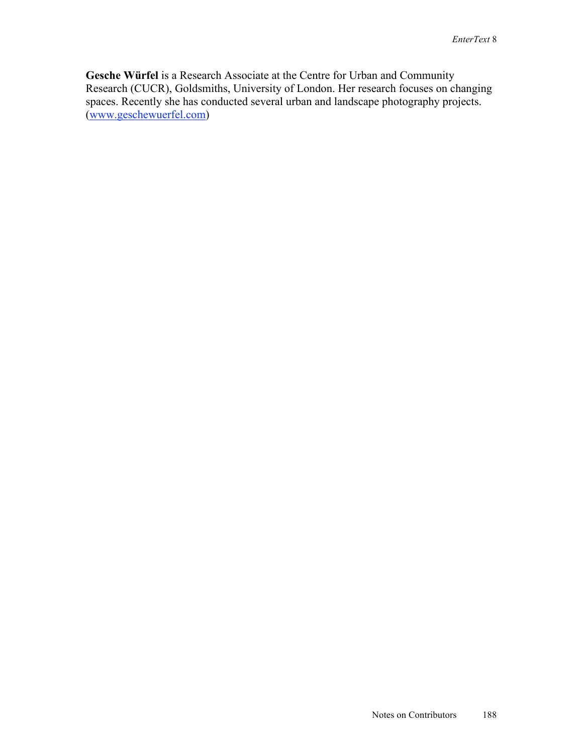**Gesche Würfel** is a Research Associate at the Centre for Urban and Community Research (CUCR), Goldsmiths, University of London. Her research focuses on changing spaces. Recently she has conducted several urban and landscape photography projects. (www.geschewuerfel.com)